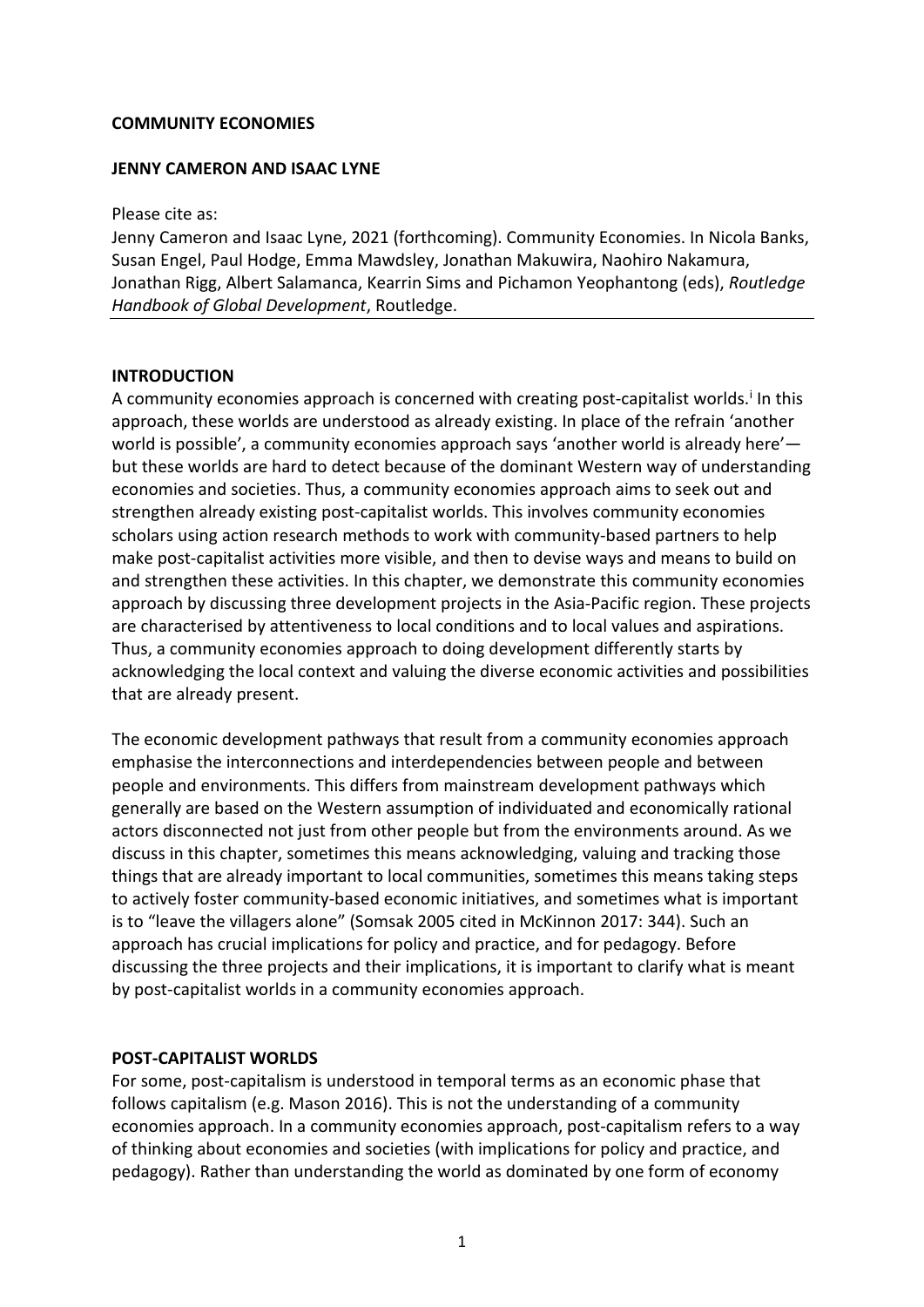**COMMUNITY ECONOMIES**

**JENNY CAMERON AND ISAAC LYNE**

Please cite as:
Jenny Cameron and Isaac Lyne, 2021 (forthcoming). Community Economies. In Nicola Banks, Susan Engel, Paul Hodge, Emma Mawdsley, Jonathan Makuwira, Naohiro Nakamura, Jonathan Rigg, Albert Salamanca, Kearrin Sims and Pichamon Yeophantong (eds), *Routledge Handbook of Global Development*, Routledge.

## INTRODUCTION

A community economies approach is concerned with creating post-capitalist worlds.[i] In this approach, these worlds are understood as already existing. In place of the refrain 'another world is possible', a community economies approach says 'another world is already here'—but these worlds are hard to detect because of the dominant Western way of understanding economies and societies. Thus, a community economies approach aims to seek out and strengthen already existing post-capitalist worlds. This involves community economies scholars using action research methods to work with community-based partners to help make post-capitalist activities more visible, and then to devise ways and means to build on and strengthen these activities. In this chapter, we demonstrate this community economies approach by discussing three development projects in the Asia-Pacific region. These projects are characterised by attentiveness to local conditions and to local values and aspirations. Thus, a community economies approach to doing development differently starts by acknowledging the local context and valuing the diverse economic activities and possibilities that are already present.

The economic development pathways that result from a community economies approach emphasise the interconnections and interdependencies between people and between people and environments. This differs from mainstream development pathways which generally are based on the Western assumption of individuated and economically rational actors disconnected not just from other people but from the environments around. As we discuss in this chapter, sometimes this means acknowledging, valuing and tracking those things that are already important to local communities, sometimes this means taking steps to actively foster community-based economic initiatives, and sometimes what is important is to "leave the villagers alone" (Somsak 2005 cited in McKinnon 2017: 344). Such an approach has crucial implications for policy and practice, and for pedagogy. Before discussing the three projects and their implications, it is important to clarify what is meant by post-capitalist worlds in a community economies approach.

## POST-CAPITALIST WORLDS

For some, post-capitalism is understood in temporal terms as an economic phase that follows capitalism (e.g. Mason 2016). This is not the understanding of a community economies approach. In a community economies approach, post-capitalism refers to a way of thinking about economies and societies (with implications for policy and practice, and pedagogy). Rather than understanding the world as dominated by one form of economy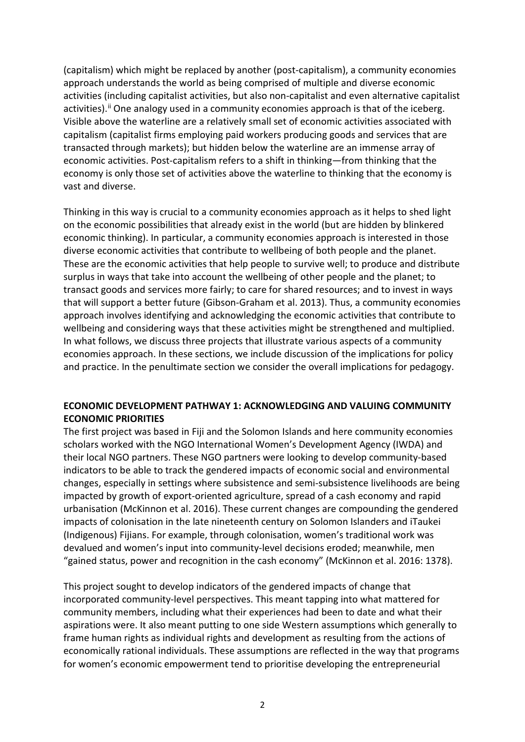(capitalism) which might be replaced by another (post-capitalism), a community economies approach understands the world as being comprised of multiple and diverse economic activities (including capitalist activities, but also non-capitalist and even alternative capitalist activities).[ii] One analogy used in a community economies approach is that of the iceberg. Visible above the waterline are a relatively small set of economic activities associated with capitalism (capitalist firms employing paid workers producing goods and services that are transacted through markets); but hidden below the waterline are an immense array of economic activities. Post-capitalism refers to a shift in thinking—from thinking that the economy is only those set of activities above the waterline to thinking that the economy is vast and diverse.

Thinking in this way is crucial to a community economies approach as it helps to shed light on the economic possibilities that already exist in the world (but are hidden by blinkered economic thinking). In particular, a community economies approach is interested in those diverse economic activities that contribute to wellbeing of both people and the planet. These are the economic activities that help people to survive well; to produce and distribute surplus in ways that take into account the wellbeing of other people and the planet; to transact goods and services more fairly; to care for shared resources; and to invest in ways that will support a better future (Gibson-Graham et al. 2013). Thus, a community economies approach involves identifying and acknowledging the economic activities that contribute to wellbeing and considering ways that these activities might be strengthened and multiplied. In what follows, we discuss three projects that illustrate various aspects of a community economies approach. In these sections, we include discussion of the implications for policy and practice. In the penultimate section we consider the overall implications for pedagogy.

## ECONOMIC DEVELOPMENT PATHWAY 1: ACKNOWLEDGING AND VALUING COMMUNITY ECONOMIC PRIORITIES

The first project was based in Fiji and the Solomon Islands and here community economies scholars worked with the NGO International Women's Development Agency (IWDA) and their local NGO partners. These NGO partners were looking to develop community-based indicators to be able to track the gendered impacts of economic social and environmental changes, especially in settings where subsistence and semi-subsistence livelihoods are being impacted by growth of export-oriented agriculture, spread of a cash economy and rapid urbanisation (McKinnon et al. 2016). These current changes are compounding the gendered impacts of colonisation in the late nineteenth century on Solomon Islanders and iTaukei (Indigenous) Fijians. For example, through colonisation, women's traditional work was devalued and women's input into community-level decisions eroded; meanwhile, men "gained status, power and recognition in the cash economy" (McKinnon et al. 2016: 1378).

This project sought to develop indicators of the gendered impacts of change that incorporated community-level perspectives. This meant tapping into what mattered for community members, including what their experiences had been to date and what their aspirations were. It also meant putting to one side Western assumptions which generally to frame human rights as individual rights and development as resulting from the actions of economically rational individuals. These assumptions are reflected in the way that programs for women's economic empowerment tend to prioritise developing the entrepreneurial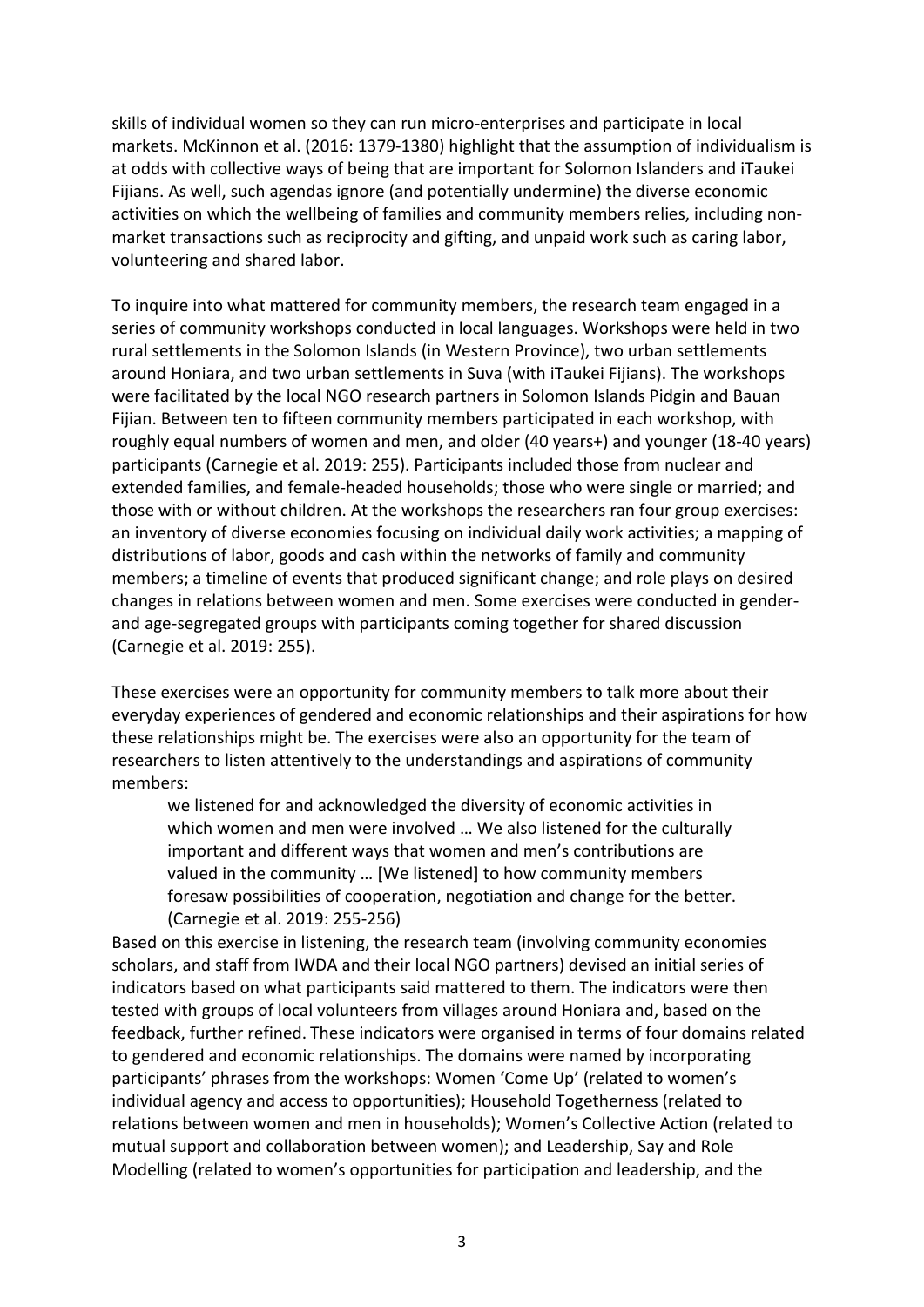skills of individual women so they can run micro-enterprises and participate in local markets. McKinnon et al. (2016: 1379-1380) highlight that the assumption of individualism is at odds with collective ways of being that are important for Solomon Islanders and iTaukei Fijians. As well, such agendas ignore (and potentially undermine) the diverse economic activities on which the wellbeing of families and community members relies, including non-market transactions such as reciprocity and gifting, and unpaid work such as caring labor, volunteering and shared labor.

To inquire into what mattered for community members, the research team engaged in a series of community workshops conducted in local languages. Workshops were held in two rural settlements in the Solomon Islands (in Western Province), two urban settlements around Honiara, and two urban settlements in Suva (with iTaukei Fijians). The workshops were facilitated by the local NGO research partners in Solomon Islands Pidgin and Bauan Fijian. Between ten to fifteen community members participated in each workshop, with roughly equal numbers of women and men, and older (40 years+) and younger (18-40 years) participants (Carnegie et al. 2019: 255). Participants included those from nuclear and extended families, and female-headed households; those who were single or married; and those with or without children. At the workshops the researchers ran four group exercises: an inventory of diverse economies focusing on individual daily work activities; a mapping of distributions of labor, goods and cash within the networks of family and community members; a timeline of events that produced significant change; and role plays on desired changes in relations between women and men. Some exercises were conducted in gender- and age-segregated groups with participants coming together for shared discussion (Carnegie et al. 2019: 255).

These exercises were an opportunity for community members to talk more about their everyday experiences of gendered and economic relationships and their aspirations for how these relationships might be. The exercises were also an opportunity for the team of researchers to listen attentively to the understandings and aspirations of community members:

> we listened for and acknowledged the diversity of economic activities in which women and men were involved … We also listened for the culturally important and different ways that women and men's contributions are valued in the community … [We listened] to how community members foresaw possibilities of cooperation, negotiation and change for the better. (Carnegie et al. 2019: 255-256)

Based on this exercise in listening, the research team (involving community economies scholars, and staff from IWDA and their local NGO partners) devised an initial series of indicators based on what participants said mattered to them. The indicators were then tested with groups of local volunteers from villages around Honiara and, based on the feedback, further refined. These indicators were organised in terms of four domains related to gendered and economic relationships. The domains were named by incorporating participants' phrases from the workshops: Women 'Come Up' (related to women's individual agency and access to opportunities); Household Togetherness (related to relations between women and men in households); Women's Collective Action (related to mutual support and collaboration between women); and Leadership, Say and Role Modelling (related to women's opportunities for participation and leadership, and the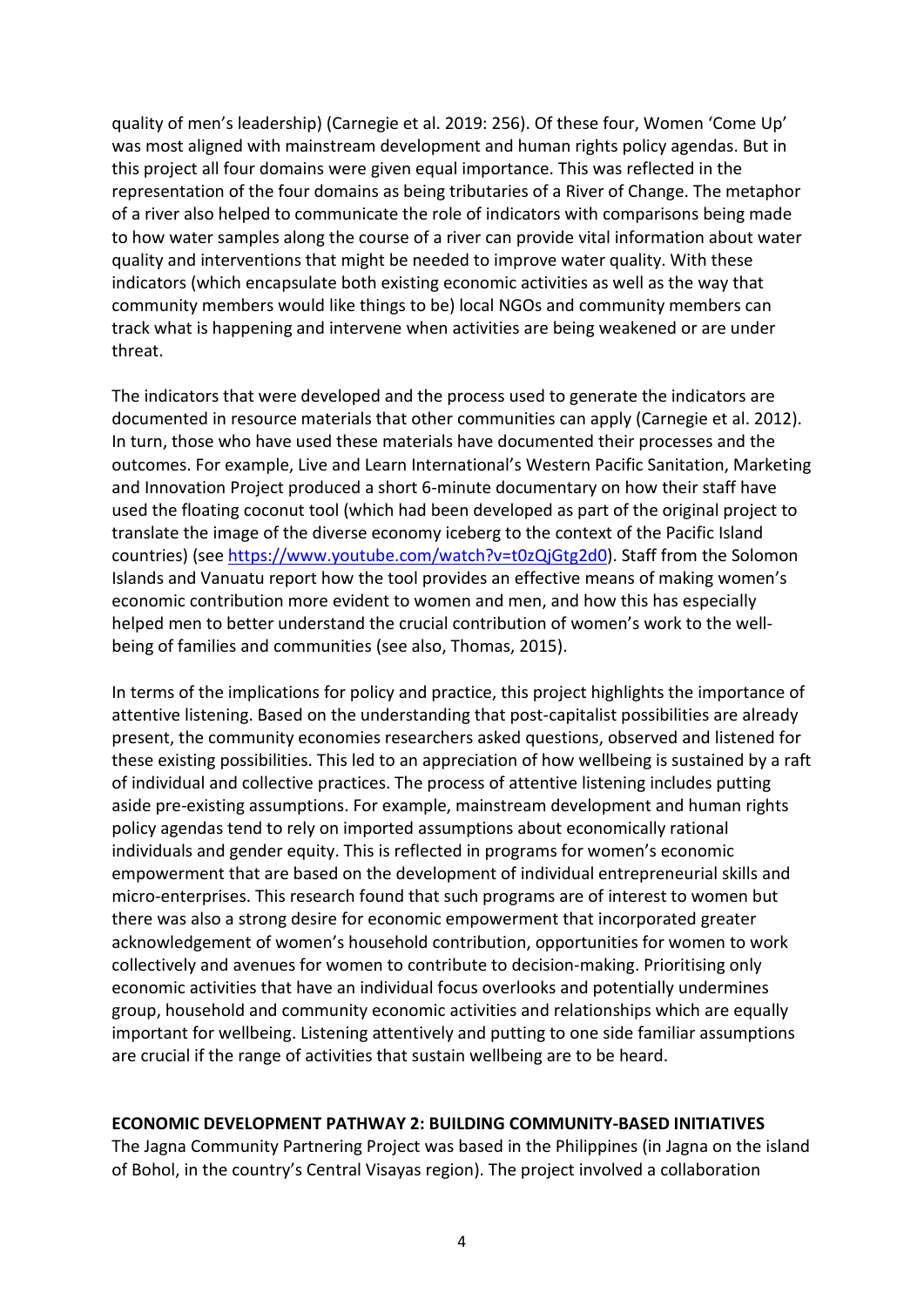quality of men's leadership) (Carnegie et al. 2019: 256). Of these four, Women 'Come Up' was most aligned with mainstream development and human rights policy agendas. But in this project all four domains were given equal importance. This was reflected in the representation of the four domains as being tributaries of a River of Change. The metaphor of a river also helped to communicate the role of indicators with comparisons being made to how water samples along the course of a river can provide vital information about water quality and interventions that might be needed to improve water quality. With these indicators (which encapsulate both existing economic activities as well as the way that community members would like things to be) local NGOs and community members can track what is happening and intervene when activities are being weakened or are under threat.

The indicators that were developed and the process used to generate the indicators are documented in resource materials that other communities can apply (Carnegie et al. 2012). In turn, those who have used these materials have documented their processes and the outcomes. For example, Live and Learn International's Western Pacific Sanitation, Marketing and Innovation Project produced a short 6-minute documentary on how their staff have used the floating coconut tool (which had been developed as part of the original project to translate the image of the diverse economy iceberg to the context of the Pacific Island countries) (see https://www.youtube.com/watch?v=t0zQjGtg2d0). Staff from the Solomon Islands and Vanuatu report how the tool provides an effective means of making women's economic contribution more evident to women and men, and how this has especially helped men to better understand the crucial contribution of women's work to the well-being of families and communities (see also, Thomas, 2015).

In terms of the implications for policy and practice, this project highlights the importance of attentive listening. Based on the understanding that post-capitalist possibilities are already present, the community economies researchers asked questions, observed and listened for these existing possibilities. This led to an appreciation of how wellbeing is sustained by a raft of individual and collective practices. The process of attentive listening includes putting aside pre-existing assumptions. For example, mainstream development and human rights policy agendas tend to rely on imported assumptions about economically rational individuals and gender equity. This is reflected in programs for women's economic empowerment that are based on the development of individual entrepreneurial skills and micro-enterprises. This research found that such programs are of interest to women but there was also a strong desire for economic empowerment that incorporated greater acknowledgement of women's household contribution, opportunities for women to work collectively and avenues for women to contribute to decision-making. Prioritising only economic activities that have an individual focus overlooks and potentially undermines group, household and community economic activities and relationships which are equally important for wellbeing. Listening attentively and putting to one side familiar assumptions are crucial if the range of activities that sustain wellbeing are to be heard.

## ECONOMIC DEVELOPMENT PATHWAY 2: BUILDING COMMUNITY-BASED INITIATIVES

The Jagna Community Partnering Project was based in the Philippines (in Jagna on the island of Bohol, in the country's Central Visayas region). The project involved a collaboration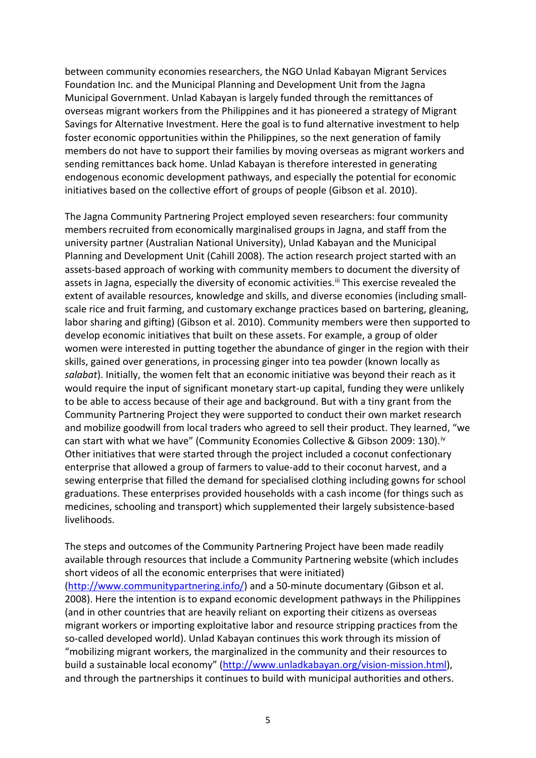between community economies researchers, the NGO Unlad Kabayan Migrant Services Foundation Inc. and the Municipal Planning and Development Unit from the Jagna Municipal Government. Unlad Kabayan is largely funded through the remittances of overseas migrant workers from the Philippines and it has pioneered a strategy of Migrant Savings for Alternative Investment. Here the goal is to fund alternative investment to help foster economic opportunities within the Philippines, so the next generation of family members do not have to support their families by moving overseas as migrant workers and sending remittances back home. Unlad Kabayan is therefore interested in generating endogenous economic development pathways, and especially the potential for economic initiatives based on the collective effort of groups of people (Gibson et al. 2010).

The Jagna Community Partnering Project employed seven researchers: four community members recruited from economically marginalised groups in Jagna, and staff from the university partner (Australian National University), Unlad Kabayan and the Municipal Planning and Development Unit (Cahill 2008). The action research project started with an assets-based approach of working with community members to document the diversity of assets in Jagna, especially the diversity of economic activities.[iii] This exercise revealed the extent of available resources, knowledge and skills, and diverse economies (including small-scale rice and fruit farming, and customary exchange practices based on bartering, gleaning, labor sharing and gifting) (Gibson et al. 2010). Community members were then supported to develop economic initiatives that built on these assets. For example, a group of older women were interested in putting together the abundance of ginger in the region with their skills, gained over generations, in processing ginger into tea powder (known locally as *salabat*). Initially, the women felt that an economic initiative was beyond their reach as it would require the input of significant monetary start-up capital, funding they were unlikely to be able to access because of their age and background. But with a tiny grant from the Community Partnering Project they were supported to conduct their own market research and mobilize goodwill from local traders who agreed to sell their product. They learned, "we can start with what we have" (Community Economies Collective & Gibson 2009: 130).[iv] Other initiatives that were started through the project included a coconut confectionary enterprise that allowed a group of farmers to value-add to their coconut harvest, and a sewing enterprise that filled the demand for specialised clothing including gowns for school graduations. These enterprises provided households with a cash income (for things such as medicines, schooling and transport) which supplemented their largely subsistence-based livelihoods.

The steps and outcomes of the Community Partnering Project have been made readily available through resources that include a Community Partnering website (which includes short videos of all the economic enterprises that were initiated) (http://www.communitypartnering.info/) and a 50-minute documentary (Gibson et al. 2008). Here the intention is to expand economic development pathways in the Philippines (and in other countries that are heavily reliant on exporting their citizens as overseas migrant workers or importing exploitative labor and resource stripping practices from the so-called developed world). Unlad Kabayan continues this work through its mission of "mobilizing migrant workers, the marginalized in the community and their resources to build a sustainable local economy" (http://www.unladkabayan.org/vision-mission.html), and through the partnerships it continues to build with municipal authorities and others.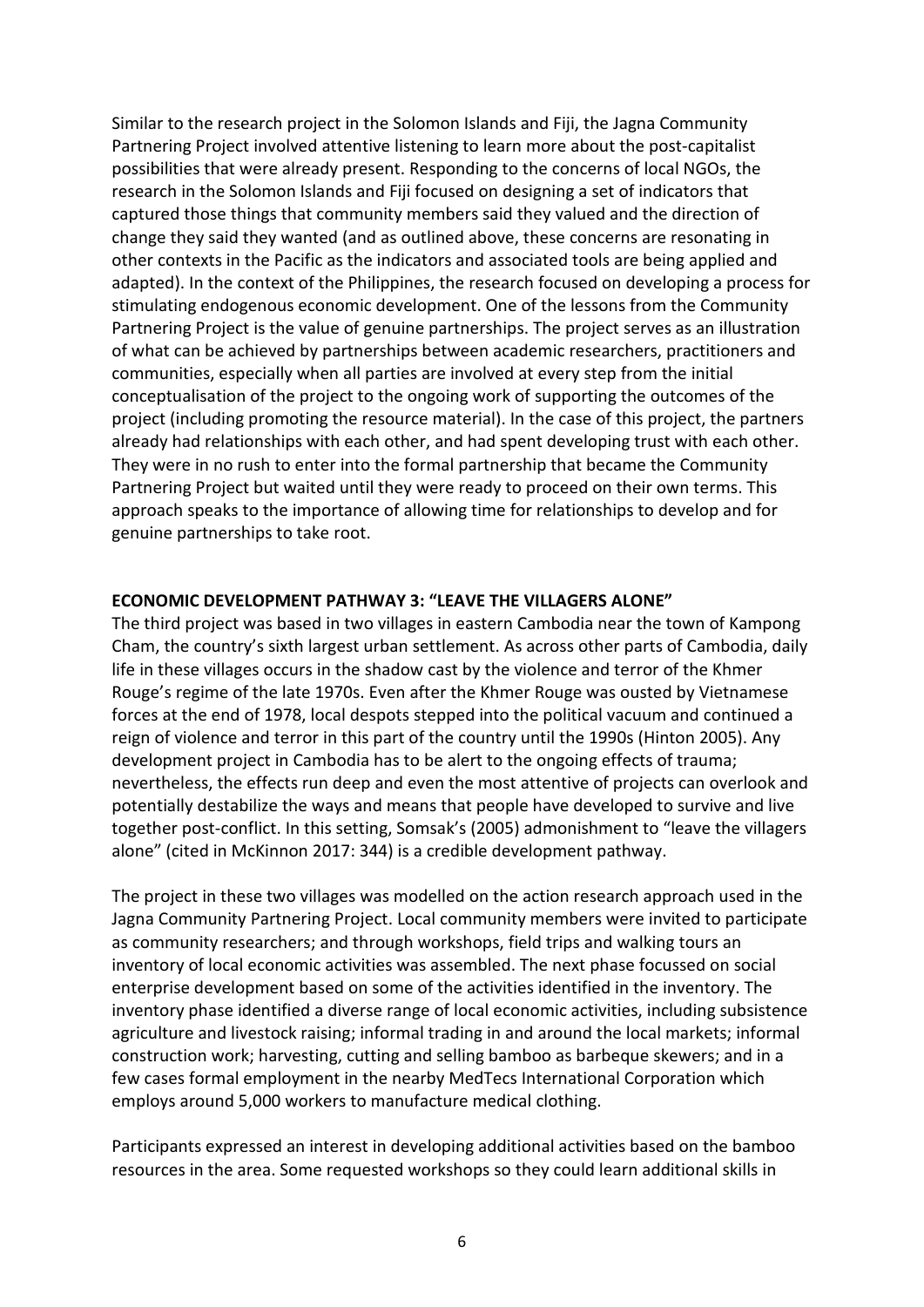Similar to the research project in the Solomon Islands and Fiji, the Jagna Community Partnering Project involved attentive listening to learn more about the post-capitalist possibilities that were already present. Responding to the concerns of local NGOs, the research in the Solomon Islands and Fiji focused on designing a set of indicators that captured those things that community members said they valued and the direction of change they said they wanted (and as outlined above, these concerns are resonating in other contexts in the Pacific as the indicators and associated tools are being applied and adapted). In the context of the Philippines, the research focused on developing a process for stimulating endogenous economic development. One of the lessons from the Community Partnering Project is the value of genuine partnerships. The project serves as an illustration of what can be achieved by partnerships between academic researchers, practitioners and communities, especially when all parties are involved at every step from the initial conceptualisation of the project to the ongoing work of supporting the outcomes of the project (including promoting the resource material). In the case of this project, the partners already had relationships with each other, and had spent developing trust with each other. They were in no rush to enter into the formal partnership that became the Community Partnering Project but waited until they were ready to proceed on their own terms. This approach speaks to the importance of allowing time for relationships to develop and for genuine partnerships to take root.

## ECONOMIC DEVELOPMENT PATHWAY 3: "LEAVE THE VILLAGERS ALONE"

The third project was based in two villages in eastern Cambodia near the town of Kampong Cham, the country's sixth largest urban settlement. As across other parts of Cambodia, daily life in these villages occurs in the shadow cast by the violence and terror of the Khmer Rouge's regime of the late 1970s. Even after the Khmer Rouge was ousted by Vietnamese forces at the end of 1978, local despots stepped into the political vacuum and continued a reign of violence and terror in this part of the country until the 1990s (Hinton 2005). Any development project in Cambodia has to be alert to the ongoing effects of trauma; nevertheless, the effects run deep and even the most attentive of projects can overlook and potentially destabilize the ways and means that people have developed to survive and live together post-conflict. In this setting, Somsak's (2005) admonishment to "leave the villagers alone" (cited in McKinnon 2017: 344) is a credible development pathway.

The project in these two villages was modelled on the action research approach used in the Jagna Community Partnering Project. Local community members were invited to participate as community researchers; and through workshops, field trips and walking tours an inventory of local economic activities was assembled. The next phase focussed on social enterprise development based on some of the activities identified in the inventory. The inventory phase identified a diverse range of local economic activities, including subsistence agriculture and livestock raising; informal trading in and around the local markets; informal construction work; harvesting, cutting and selling bamboo as barbeque skewers; and in a few cases formal employment in the nearby MedTecs International Corporation which employs around 5,000 workers to manufacture medical clothing.

Participants expressed an interest in developing additional activities based on the bamboo resources in the area. Some requested workshops so they could learn additional skills in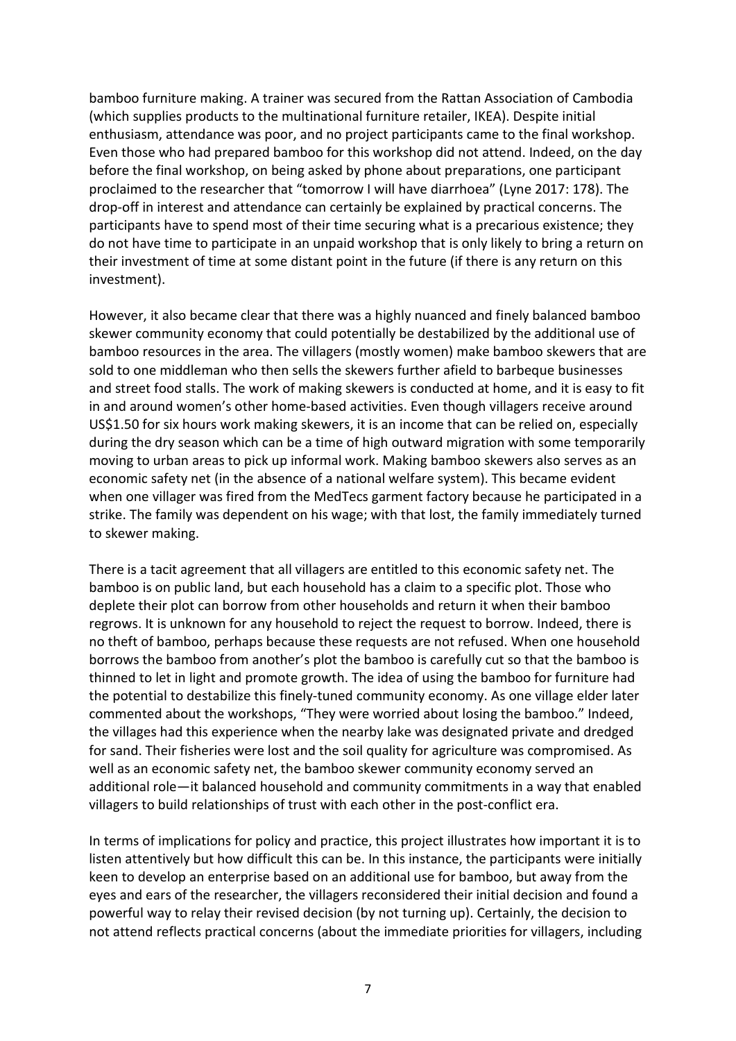bamboo furniture making. A trainer was secured from the Rattan Association of Cambodia (which supplies products to the multinational furniture retailer, IKEA). Despite initial enthusiasm, attendance was poor, and no project participants came to the final workshop. Even those who had prepared bamboo for this workshop did not attend. Indeed, on the day before the final workshop, on being asked by phone about preparations, one participant proclaimed to the researcher that "tomorrow I will have diarrhoea" (Lyne 2017: 178). The drop-off in interest and attendance can certainly be explained by practical concerns. The participants have to spend most of their time securing what is a precarious existence; they do not have time to participate in an unpaid workshop that is only likely to bring a return on their investment of time at some distant point in the future (if there is any return on this investment).

However, it also became clear that there was a highly nuanced and finely balanced bamboo skewer community economy that could potentially be destabilized by the additional use of bamboo resources in the area. The villagers (mostly women) make bamboo skewers that are sold to one middleman who then sells the skewers further afield to barbeque businesses and street food stalls. The work of making skewers is conducted at home, and it is easy to fit in and around women's other home-based activities. Even though villagers receive around US$1.50 for six hours work making skewers, it is an income that can be relied on, especially during the dry season which can be a time of high outward migration with some temporarily moving to urban areas to pick up informal work. Making bamboo skewers also serves as an economic safety net (in the absence of a national welfare system). This became evident when one villager was fired from the MedTecs garment factory because he participated in a strike. The family was dependent on his wage; with that lost, the family immediately turned to skewer making.

There is a tacit agreement that all villagers are entitled to this economic safety net. The bamboo is on public land, but each household has a claim to a specific plot. Those who deplete their plot can borrow from other households and return it when their bamboo regrows. It is unknown for any household to reject the request to borrow. Indeed, there is no theft of bamboo, perhaps because these requests are not refused. When one household borrows the bamboo from another's plot the bamboo is carefully cut so that the bamboo is thinned to let in light and promote growth. The idea of using the bamboo for furniture had the potential to destabilize this finely-tuned community economy. As one village elder later commented about the workshops, "They were worried about losing the bamboo." Indeed, the villages had this experience when the nearby lake was designated private and dredged for sand. Their fisheries were lost and the soil quality for agriculture was compromised. As well as an economic safety net, the bamboo skewer community economy served an additional role—it balanced household and community commitments in a way that enabled villagers to build relationships of trust with each other in the post-conflict era.

In terms of implications for policy and practice, this project illustrates how important it is to listen attentively but how difficult this can be. In this instance, the participants were initially keen to develop an enterprise based on an additional use for bamboo, but away from the eyes and ears of the researcher, the villagers reconsidered their initial decision and found a powerful way to relay their revised decision (by not turning up). Certainly, the decision to not attend reflects practical concerns (about the immediate priorities for villagers, including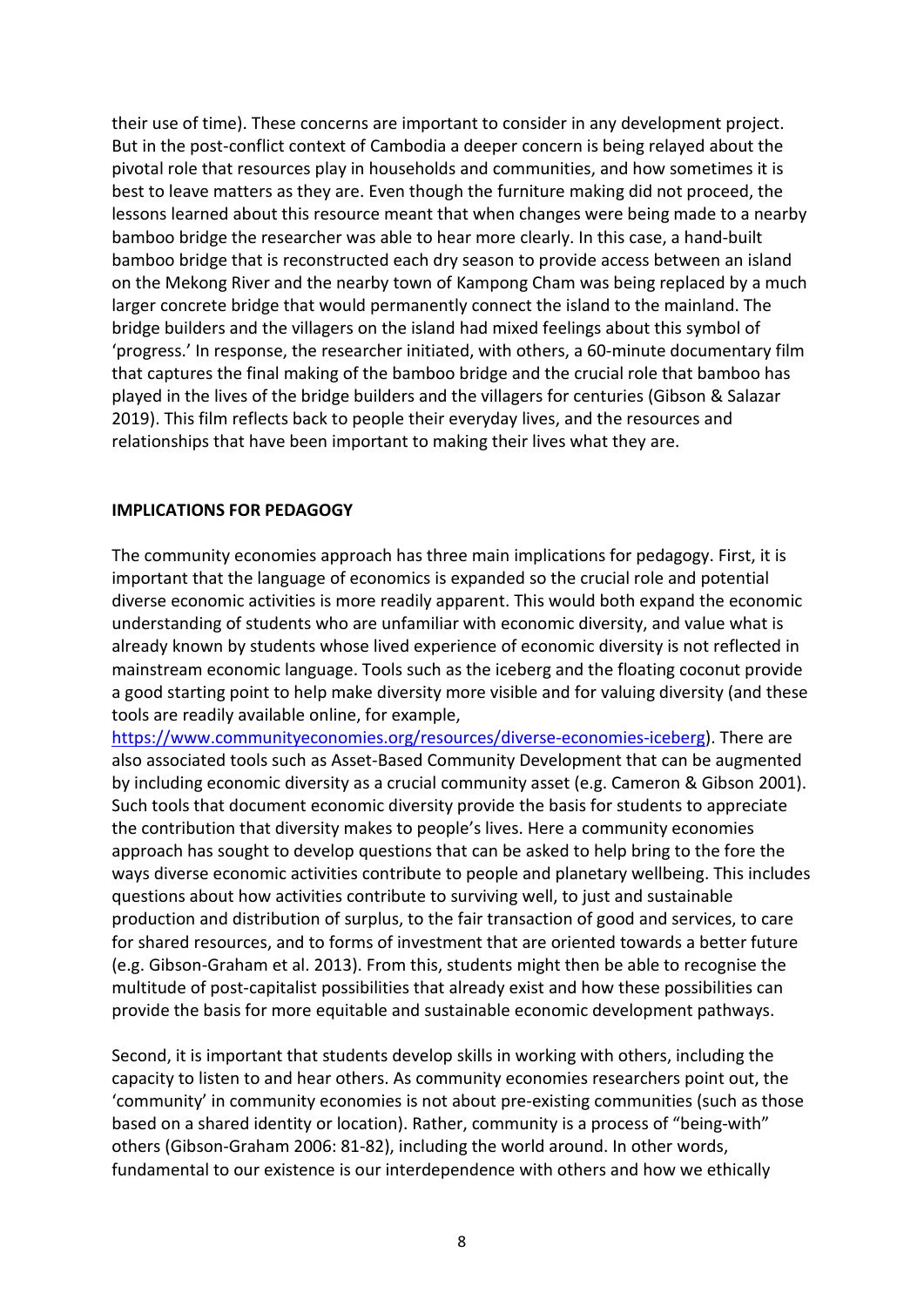their use of time). These concerns are important to consider in any development project. But in the post-conflict context of Cambodia a deeper concern is being relayed about the pivotal role that resources play in households and communities, and how sometimes it is best to leave matters as they are. Even though the furniture making did not proceed, the lessons learned about this resource meant that when changes were being made to a nearby bamboo bridge the researcher was able to hear more clearly. In this case, a hand-built bamboo bridge that is reconstructed each dry season to provide access between an island on the Mekong River and the nearby town of Kampong Cham was being replaced by a much larger concrete bridge that would permanently connect the island to the mainland. The bridge builders and the villagers on the island had mixed feelings about this symbol of 'progress.' In response, the researcher initiated, with others, a 60-minute documentary film that captures the final making of the bamboo bridge and the crucial role that bamboo has played in the lives of the bridge builders and the villagers for centuries (Gibson & Salazar 2019). This film reflects back to people their everyday lives, and the resources and relationships that have been important to making their lives what they are.

## IMPLICATIONS FOR PEDAGOGY

The community economies approach has three main implications for pedagogy. First, it is important that the language of economics is expanded so the crucial role and potential diverse economic activities is more readily apparent. This would both expand the economic understanding of students who are unfamiliar with economic diversity, and value what is already known by students whose lived experience of economic diversity is not reflected in mainstream economic language. Tools such as the iceberg and the floating coconut provide a good starting point to help make diversity more visible and for valuing diversity (and these tools are readily available online, for example, [https://www.communityeconomies.org/resources/diverse-economies-iceberg](https://www.communityeconomies.org/resources/diverse-economies-iceberg)). There are also associated tools such as Asset-Based Community Development that can be augmented by including economic diversity as a crucial community asset (e.g. Cameron & Gibson 2001). Such tools that document economic diversity provide the basis for students to appreciate the contribution that diversity makes to people's lives. Here a community economies approach has sought to develop questions that can be asked to help bring to the fore the ways diverse economic activities contribute to people and planetary wellbeing. This includes questions about how activities contribute to surviving well, to just and sustainable production and distribution of surplus, to the fair transaction of good and services, to care for shared resources, and to forms of investment that are oriented towards a better future (e.g. Gibson-Graham et al. 2013). From this, students might then be able to recognise the multitude of post-capitalist possibilities that already exist and how these possibilities can provide the basis for more equitable and sustainable economic development pathways.

Second, it is important that students develop skills in working with others, including the capacity to listen to and hear others. As community economies researchers point out, the 'community' in community economies is not about pre-existing communities (such as those based on a shared identity or location). Rather, community is a process of "being-with" others (Gibson-Graham 2006: 81-82), including the world around. In other words, fundamental to our existence is our interdependence with others and how we ethically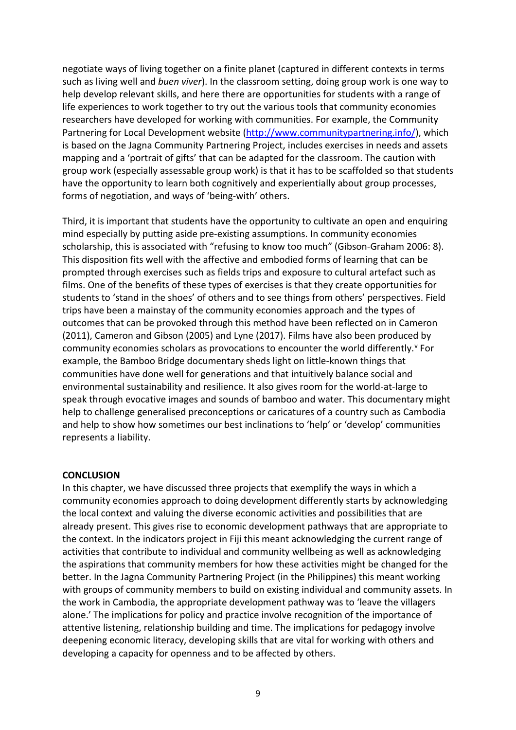negotiate ways of living together on a finite planet (captured in different contexts in terms such as living well and *buen viver*). In the classroom setting, doing group work is one way to help develop relevant skills, and here there are opportunities for students with a range of life experiences to work together to try out the various tools that community economies researchers have developed for working with communities. For example, the Community Partnering for Local Development website (http://www.communitypartnering.info/), which is based on the Jagna Community Partnering Project, includes exercises in needs and assets mapping and a 'portrait of gifts' that can be adapted for the classroom. The caution with group work (especially assessable group work) is that it has to be scaffolded so that students have the opportunity to learn both cognitively and experientially about group processes, forms of negotiation, and ways of 'being-with' others.

Third, it is important that students have the opportunity to cultivate an open and enquiring mind especially by putting aside pre-existing assumptions. In community economies scholarship, this is associated with "refusing to know too much" (Gibson-Graham 2006: 8). This disposition fits well with the affective and embodied forms of learning that can be prompted through exercises such as fields trips and exposure to cultural artefact such as films. One of the benefits of these types of exercises is that they create opportunities for students to 'stand in the shoes' of others and to see things from others' perspectives. Field trips have been a mainstay of the community economies approach and the types of outcomes that can be provoked through this method have been reflected on in Cameron (2011), Cameron and Gibson (2005) and Lyne (2017). Films have also been produced by community economies scholars as provocations to encounter the world differently.[v] For example, the Bamboo Bridge documentary sheds light on little-known things that communities have done well for generations and that intuitively balance social and environmental sustainability and resilience. It also gives room for the world-at-large to speak through evocative images and sounds of bamboo and water. This documentary might help to challenge generalised preconceptions or caricatures of a country such as Cambodia and help to show how sometimes our best inclinations to 'help' or 'develop' communities represents a liability.

**CONCLUSION**

In this chapter, we have discussed three projects that exemplify the ways in which a community economies approach to doing development differently starts by acknowledging the local context and valuing the diverse economic activities and possibilities that are already present. This gives rise to economic development pathways that are appropriate to the context. In the indicators project in Fiji this meant acknowledging the current range of activities that contribute to individual and community wellbeing as well as acknowledging the aspirations that community members for how these activities might be changed for the better. In the Jagna Community Partnering Project (in the Philippines) this meant working with groups of community members to build on existing individual and community assets. In the work in Cambodia, the appropriate development pathway was to 'leave the villagers alone.' The implications for policy and practice involve recognition of the importance of attentive listening, relationship building and time. The implications for pedagogy involve deepening economic literacy, developing skills that are vital for working with others and developing a capacity for openness and to be affected by others.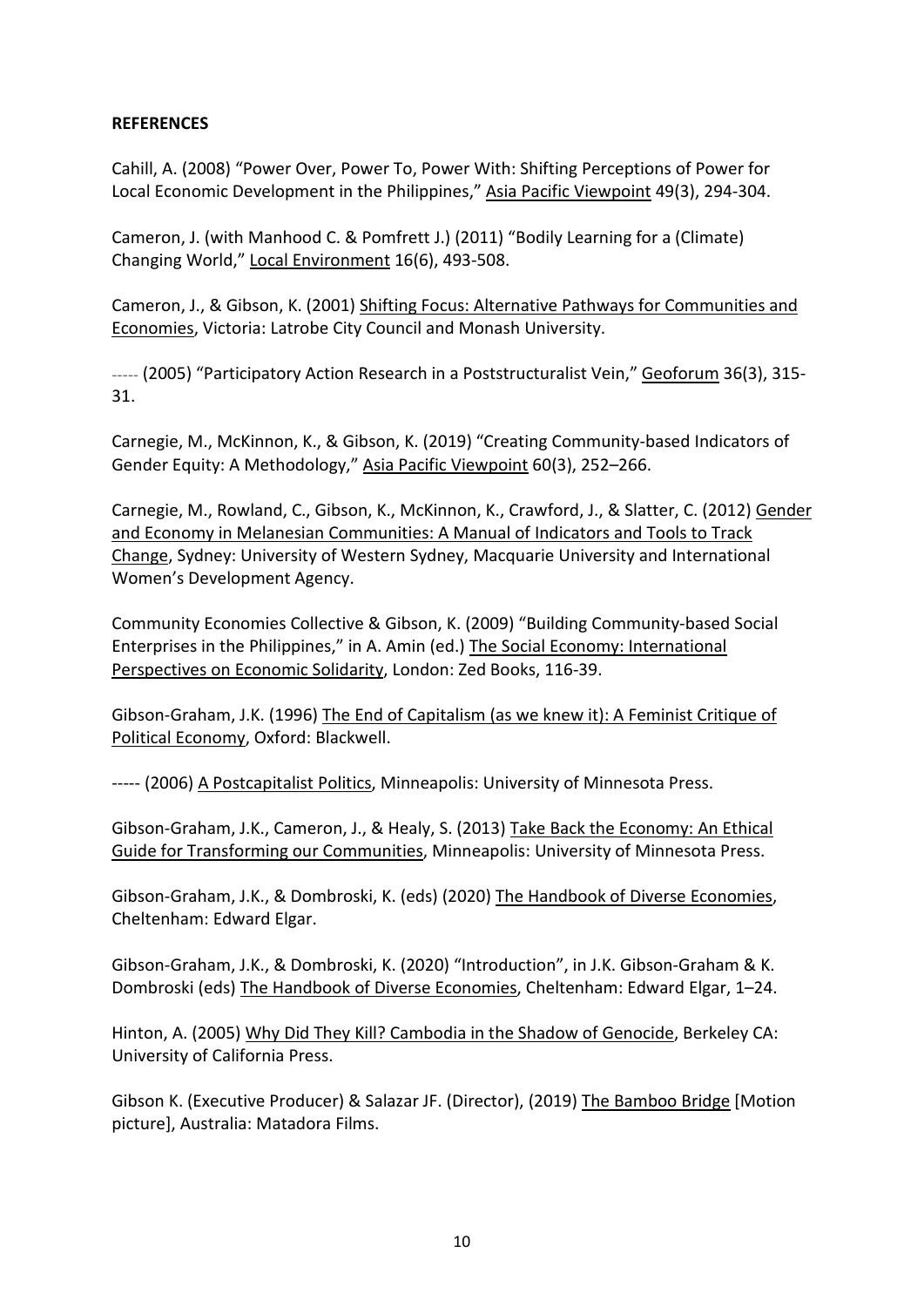**REFERENCES**

Cahill, A. (2008) "Power Over, Power To, Power With: Shifting Perceptions of Power for Local Economic Development in the Philippines," Asia Pacific Viewpoint 49(3), 294-304.

Cameron, J. (with Manhood C. & Pomfrett J.) (2011) "Bodily Learning for a (Climate) Changing World," Local Environment 16(6), 493-508.

Cameron, J., & Gibson, K. (2001) Shifting Focus: Alternative Pathways for Communities and Economies, Victoria: Latrobe City Council and Monash University.

----- (2005) "Participatory Action Research in a Poststructuralist Vein," Geoforum 36(3), 315-31.

Carnegie, M., McKinnon, K., & Gibson, K. (2019) "Creating Community-based Indicators of Gender Equity: A Methodology," Asia Pacific Viewpoint 60(3), 252–266.

Carnegie, M., Rowland, C., Gibson, K., McKinnon, K., Crawford, J., & Slatter, C. (2012) Gender and Economy in Melanesian Communities: A Manual of Indicators and Tools to Track Change, Sydney: University of Western Sydney, Macquarie University and International Women's Development Agency.

Community Economies Collective & Gibson, K. (2009) "Building Community-based Social Enterprises in the Philippines," in A. Amin (ed.) The Social Economy: International Perspectives on Economic Solidarity, London: Zed Books, 116-39.

Gibson-Graham, J.K. (1996) The End of Capitalism (as we knew it): A Feminist Critique of Political Economy, Oxford: Blackwell.

----- (2006) A Postcapitalist Politics, Minneapolis: University of Minnesota Press.

Gibson-Graham, J.K., Cameron, J., & Healy, S. (2013) Take Back the Economy: An Ethical Guide for Transforming our Communities, Minneapolis: University of Minnesota Press.

Gibson-Graham, J.K., & Dombroski, K. (eds) (2020) The Handbook of Diverse Economies, Cheltenham: Edward Elgar.

Gibson-Graham, J.K., & Dombroski, K. (2020) "Introduction", in J.K. Gibson-Graham & K. Dombroski (eds) The Handbook of Diverse Economies, Cheltenham: Edward Elgar, 1–24.

Hinton, A. (2005) Why Did They Kill? Cambodia in the Shadow of Genocide, Berkeley CA: University of California Press.

Gibson K. (Executive Producer) & Salazar JF. (Director), (2019) The Bamboo Bridge [Motion picture], Australia: Matadora Films.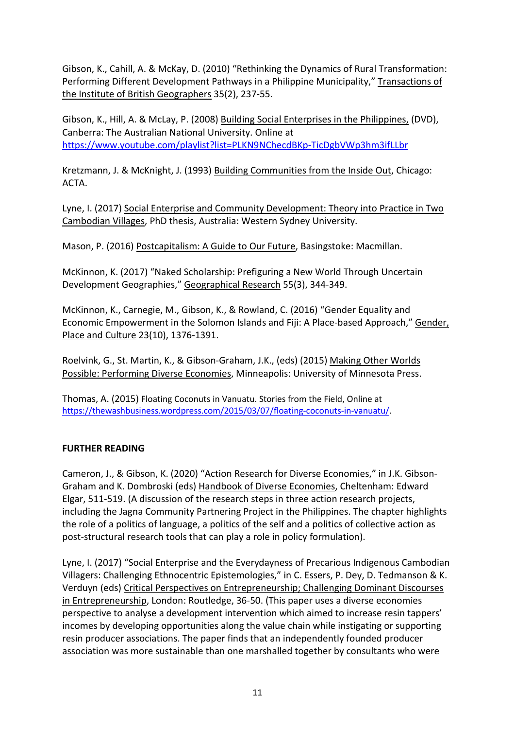Gibson, K., Cahill, A. & McKay, D. (2010) "Rethinking the Dynamics of Rural Transformation: Performing Different Development Pathways in a Philippine Municipality," Transactions of the Institute of British Geographers 35(2), 237-55.

Gibson, K., Hill, A. & McLay, P. (2008) Building Social Enterprises in the Philippines, (DVD), Canberra: The Australian National University. Online at https://www.youtube.com/playlist?list=PLKN9NChecdBKp-TicDgbVWp3hm3ifLLbr

Kretzmann, J. & McKnight, J. (1993) Building Communities from the Inside Out, Chicago: ACTA.

Lyne, I. (2017) Social Enterprise and Community Development: Theory into Practice in Two Cambodian Villages, PhD thesis, Australia: Western Sydney University.

Mason, P. (2016) Postcapitalism: A Guide to Our Future, Basingstoke: Macmillan.

McKinnon, K. (2017) "Naked Scholarship: Prefiguring a New World Through Uncertain Development Geographies," Geographical Research 55(3), 344-349.

McKinnon, K., Carnegie, M., Gibson, K., & Rowland, C. (2016) "Gender Equality and Economic Empowerment in the Solomon Islands and Fiji: A Place-based Approach," Gender, Place and Culture 23(10), 1376-1391.

Roelvink, G., St. Martin, K., & Gibson-Graham, J.K., (eds) (2015) Making Other Worlds Possible: Performing Diverse Economies, Minneapolis: University of Minnesota Press.

Thomas, A. (2015) Floating Coconuts in Vanuatu. Stories from the Field, Online at https://thewashbusiness.wordpress.com/2015/03/07/floating-coconuts-in-vanuatu/.

**FURTHER READING**

Cameron, J., & Gibson, K. (2020) "Action Research for Diverse Economies," in J.K. Gibson-Graham and K. Dombroski (eds) Handbook of Diverse Economies, Cheltenham: Edward Elgar, 511-519. (A discussion of the research steps in three action research projects, including the Jagna Community Partnering Project in the Philippines. The chapter highlights the role of a politics of language, a politics of the self and a politics of collective action as post-structural research tools that can play a role in policy formulation).

Lyne, I. (2017) "Social Enterprise and the Everydayness of Precarious Indigenous Cambodian Villagers: Challenging Ethnocentric Epistemologies," in C. Essers, P. Dey, D. Tedmanson & K. Verduyn (eds) Critical Perspectives on Entrepreneurship; Challenging Dominant Discourses in Entrepreneurship, London: Routledge, 36-50. (This paper uses a diverse economies perspective to analyse a development intervention which aimed to increase resin tappers' incomes by developing opportunities along the value chain while instigating or supporting resin producer associations. The paper finds that an independently founded producer association was more sustainable than one marshalled together by consultants who were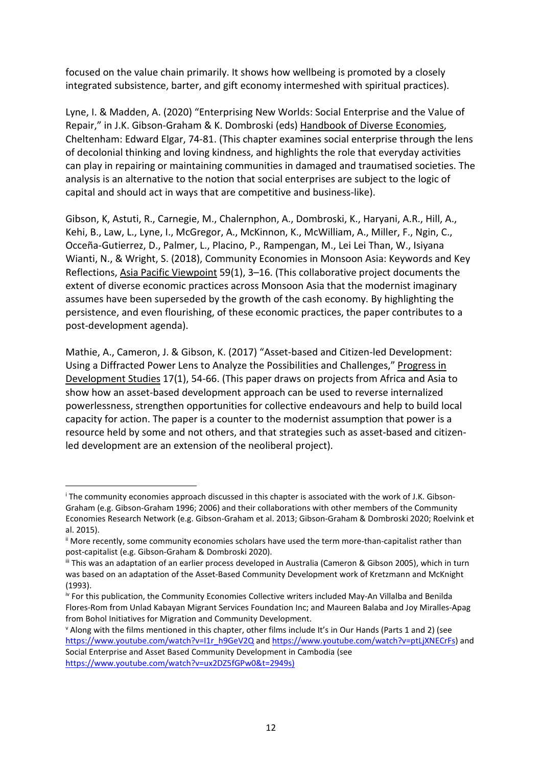focused on the value chain primarily. It shows how wellbeing is promoted by a closely integrated subsistence, barter, and gift economy intermeshed with spiritual practices).

Lyne, I. & Madden, A. (2020) "Enterprising New Worlds: Social Enterprise and the Value of Repair," in J.K. Gibson-Graham & K. Dombroski (eds) Handbook of Diverse Economies, Cheltenham: Edward Elgar, 74-81. (This chapter examines social enterprise through the lens of decolonial thinking and loving kindness, and highlights the role that everyday activities can play in repairing or maintaining communities in damaged and traumatised societies. The analysis is an alternative to the notion that social enterprises are subject to the logic of capital and should act in ways that are competitive and business-like).

Gibson, K, Astuti, R., Carnegie, M., Chalernphon, A., Dombroski, K., Haryani, A.R., Hill, A., Kehi, B., Law, L., Lyne, I., McGregor, A., McKinnon, K., McWilliam, A., Miller, F., Ngin, C., Occeña-Gutierrez, D., Palmer, L., Placino, P., Rampengan, M., Lei Lei Than, W., Isiyana Wianti, N., & Wright, S. (2018), Community Economies in Monsoon Asia: Keywords and Key Reflections, Asia Pacific Viewpoint 59(1), 3–16. (This collaborative project documents the extent of diverse economic practices across Monsoon Asia that the modernist imaginary assumes have been superseded by the growth of the cash economy. By highlighting the persistence, and even flourishing, of these economic practices, the paper contributes to a post-development agenda).

Mathie, A., Cameron, J. & Gibson, K. (2017) "Asset-based and Citizen-led Development: Using a Diffracted Power Lens to Analyze the Possibilities and Challenges," Progress in Development Studies 17(1), 54-66. (This paper draws on projects from Africa and Asia to show how an asset-based development approach can be used to reverse internalized powerlessness, strengthen opportunities for collective endeavours and help to build local capacity for action. The paper is a counter to the modernist assumption that power is a resource held by some and not others, and that strategies such as asset-based and citizen-led development are an extension of the neoliberal project).

---

[i] The community economies approach discussed in this chapter is associated with the work of J.K. Gibson-Graham (e.g. Gibson-Graham 1996; 2006) and their collaborations with other members of the Community Economies Research Network (e.g. Gibson-Graham et al. 2013; Gibson-Graham & Dombroski 2020; Roelvink et al. 2015).

[ii] More recently, some community economies scholars have used the term more-than-capitalist rather than post-capitalist (e.g. Gibson-Graham & Dombroski 2020).

[iii] This was an adaptation of an earlier process developed in Australia (Cameron & Gibson 2005), which in turn was based on an adaptation of the Asset-Based Community Development work of Kretzmann and McKnight (1993).

[iv] For this publication, the Community Economies Collective writers included May-An Villalba and Benilda Flores-Rom from Unlad Kabayan Migrant Services Foundation Inc; and Maureen Balaba and Joy Miralles-Apag from Bohol Initiatives for Migration and Community Development.

[v] Along with the films mentioned in this chapter, other films include It's in Our Hands (Parts 1 and 2) (see https://www.youtube.com/watch?v=I1r_h9GeV2Q and https://www.youtube.com/watch?v=ptLjXNECrFs) and Social Enterprise and Asset Based Community Development in Cambodia (see https://www.youtube.com/watch?v=ux2DZ5fGPw0&t=2949s)